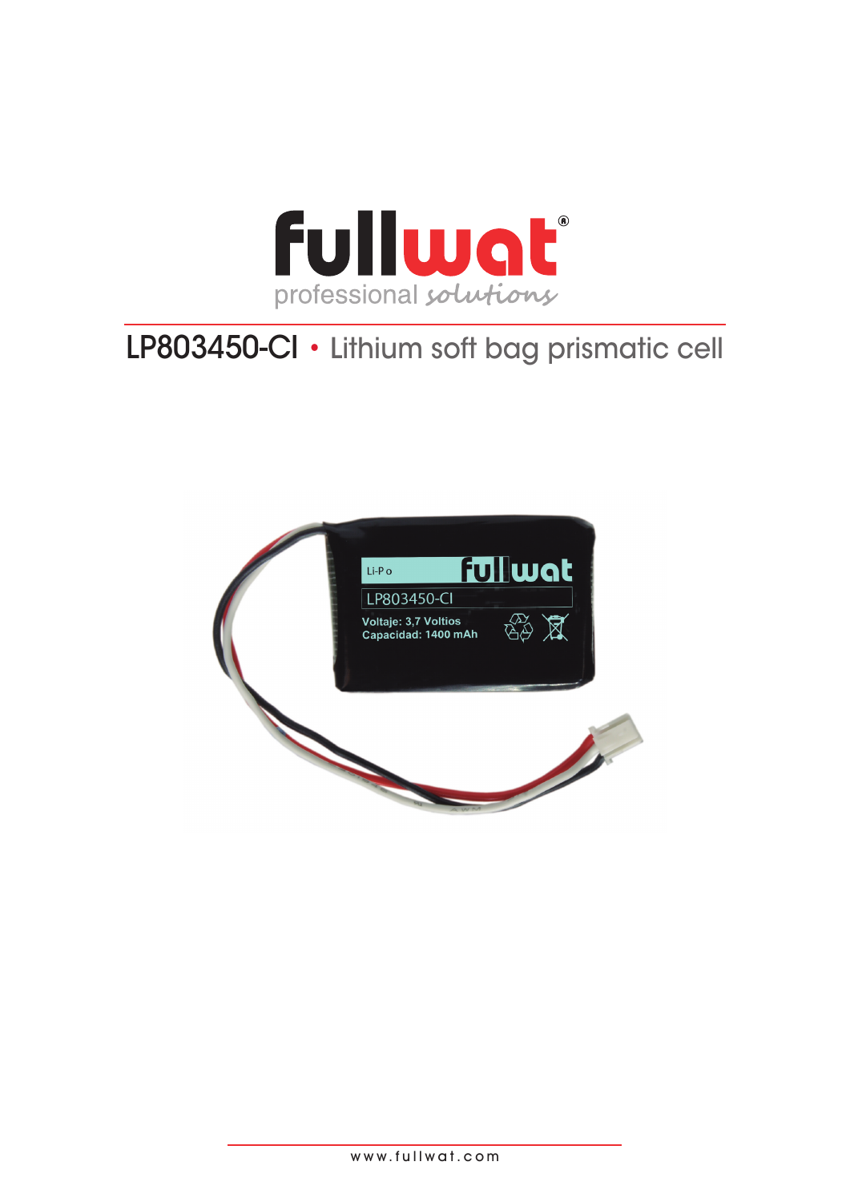fullwat®

professional solutions

# LP803450-CI • Lithium soft bag prismatic cell

www.fullwat.com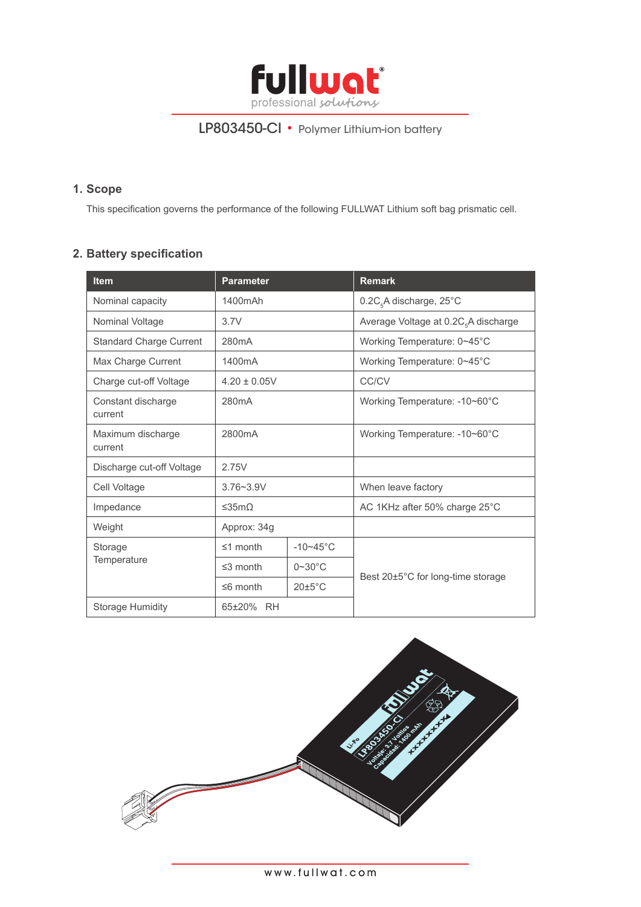LP803450-CI • Polymer Lithium-ion battery

## 1. Scope

This specification governs the performance of the following FULLWAT Lithium soft bag prismatic cell.

## 2. Battery specification

| Item | Parameter | | Remark |
|---|---|---|---|
| Nominal capacity | 1400mAh | | $0.2C_5A$ discharge, 25°C |
| Nominal Voltage | 3.7V | | Average Voltage at $0.2C_5A$ discharge |
| Standard Charge Current | 280mA | | Working Temperature: 0~45°C |
| Max Charge Current | 1400mA | | Working Temperature: 0~45°C |
| Charge cut-off Voltage | 4.20 ± 0.05V | | CC/CV |
| Constant discharge current | 280mA | | Working Temperature: -10~60°C |
| Maximum discharge current | 2800mA | | Working Temperature: -10~60°C |
| Discharge cut-off Voltage | 2.75V | | |
| Cell Voltage | 3.76~3.9V | | When leave factory |
| Impedance | ≤35mΩ | | AC 1KHz after 50% charge 25°C |
| Weight | Approx: 34g | | |
| Storage Temperature | ≤1 month | -10~45°C | Best 20±5°C for long-time storage |
| | ≤3 month | 0~30°C | |
| | ≤6 month | 20±5°C | |
| Storage Humidity | 65±20% RH | | |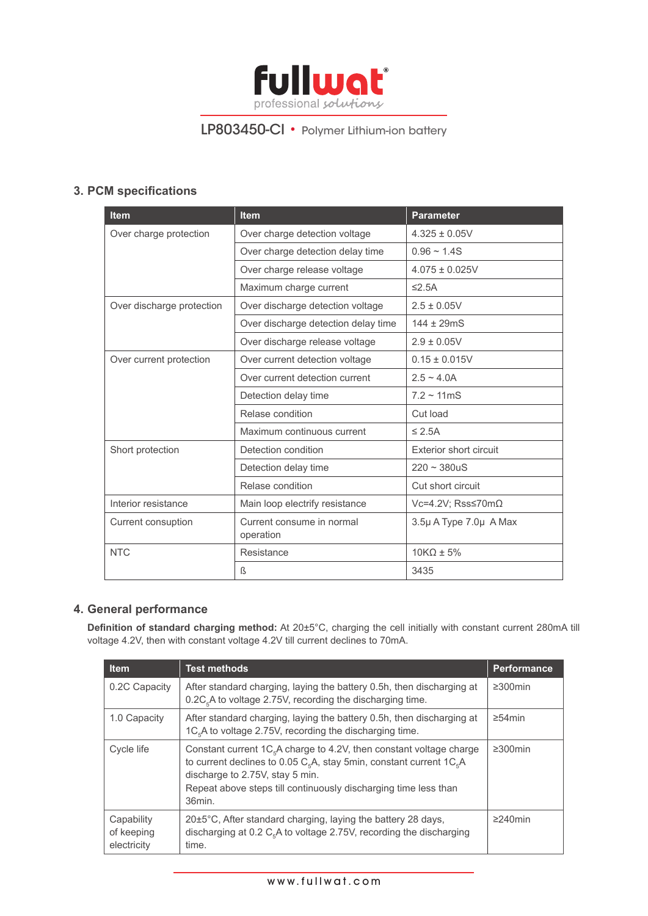## 3. PCM specifications

| Item | Item | Parameter |
|---|---|---|
| Over charge protection | Over charge detection voltage | 4.325 ± 0.05V |
| | Over charge detection delay time | 0.96 ~ 1.4S |
| | Over charge release voltage | 4.075 ± 0.025V |
| | Maximum charge current | ≤2.5A |
| Over discharge protection | Over discharge detection voltage | 2.5 ± 0.05V |
| | Over discharge detection delay time | 144 ± 29mS |
| | Over discharge release voltage | 2.9 ± 0.05V |
| Over current protection | Over current detection voltage | 0.15 ± 0.015V |
| | Over current detection current | 2.5 ~ 4.0A |
| | Detection delay time | 7.2 ~ 11mS |
| | Relase condition | Cut load |
| | Maximum continuous current | ≤ 2.5A |
| Short protection | Detection condition | Exterior short circuit |
| | Detection delay time | 220 ~ 380uS |
| | Relase condition | Cut short circuit |
| Interior resistance | Main loop electrify resistance | Vc=4.2V; Rss≤70mΩ |
| Current consuption | Current consume in normal operation | 3.5μ A Type 7.0μ A Max |
| NTC | Resistance | 10KΩ ± 5% |
| | ß | 3435 |

## 4. General performance

**Definition of standard charging method:** At 20±5°C, charging the cell initially with constant current 280mA till voltage 4.2V, then with constant voltage 4.2V till current declines to 70mA.

| Item | Test methods | Performance |
|---|---|---|
| 0.2C Capacity | After standard charging, laying the battery 0.5h, then discharging at $0.2C_5A$ to voltage 2.75V, recording the discharging time. | ≥300min |
| 1.0 Capacity | After standard charging, laying the battery 0.5h, then discharging at $1C_5A$ to voltage 2.75V, recording the discharging time. | ≥54min |
| Cycle life | Constant current $1C_5A$ charge to 4.2V, then constant voltage charge to current declines to 0.05 $C_5A$, stay 5min, constant current $1C_5A$ discharge to 2.75V, stay 5 min.<br>Repeat above steps till continuously discharging time less than 36min. | ≥300min |
| Capability of keeping electricity | 20±5°C, After standard charging, laying the battery 28 days, discharging at 0.2 $C_5A$ to voltage 2.75V, recording the discharging time. | ≥240min |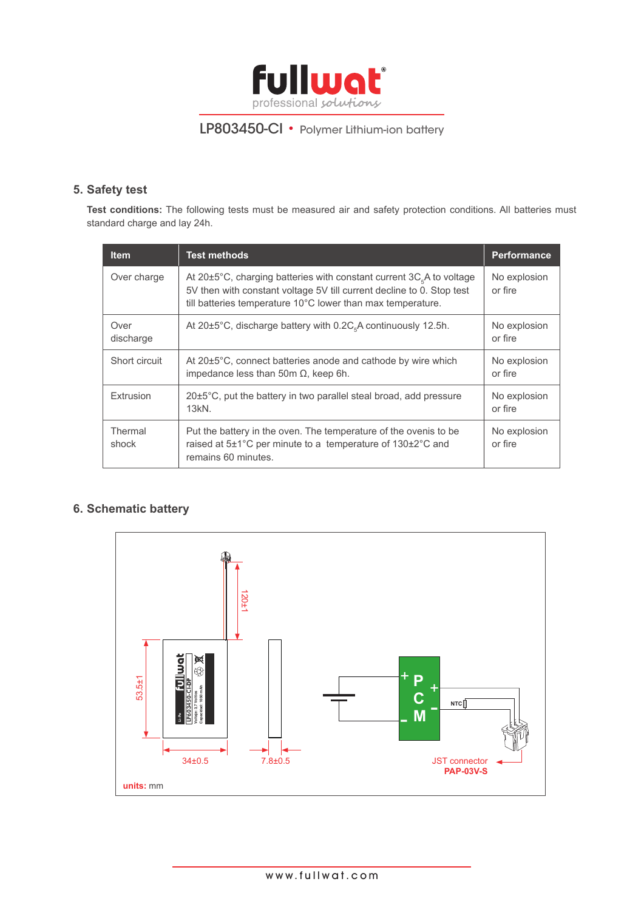## 5. Safety test

**Test conditions:** The following tests must be measured air and safety protection conditions. All batteries must standard charge and lay 24h.

| Item | Test methods | Performance |
|---|---|---|
| Over charge | At 20±5°C, charging batteries with constant current $3C_5A$ to voltage 5V then with constant voltage 5V till current decline to 0. Stop test till batteries temperature 10°C lower than max temperature. | No explosion or fire |
| Over discharge | At 20±5°C, discharge battery with $0.2C_5A$ continuously 12.5h. | No explosion or fire |
| Short circuit | At 20±5°C, connect batteries anode and cathode by wire which impedance less than 50m Ω, keep 6h. | No explosion or fire |
| Extrusion | 20±5°C, put the battery in two parallel steal broad, add pressure 13kN. | No explosion or fire |
| Thermal shock | Put the battery in the oven. The temperature of the ovenis to be raised at 5±1°C per minute to a temperature of 130±2°C and remains 60 minutes. | No explosion or fire |

## 6. Schematic battery

120±1

53.5±1

34±0.5

7.8±0.5

PCM

NTC

JST connector **PAP-03V-S**

**units:** mm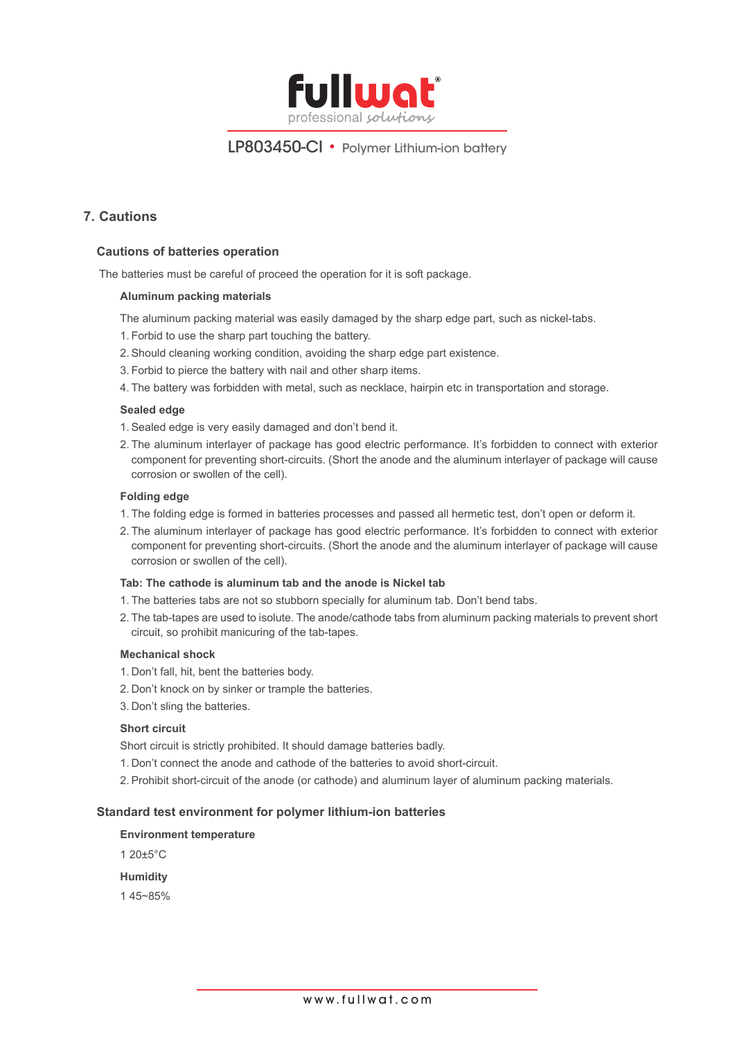## 7. Cautions

### Cautions of batteries operation

The batteries must be careful of proceed the operation for it is soft package.

#### Aluminum packing materials

The aluminum packing material was easily damaged by the sharp edge part, such as nickel-tabs.

1. Forbid to use the sharp part touching the battery.
2. Should cleaning working condition, avoiding the sharp edge part existence.
3. Forbid to pierce the battery with nail and other sharp items.
4. The battery was forbidden with metal, such as necklace, hairpin etc in transportation and storage.

#### Sealed edge

1. Sealed edge is very easily damaged and don't bend it.
2. The aluminum interlayer of package has good electric performance. It's forbidden to connect with exterior component for preventing short-circuits. (Short the anode and the aluminum interlayer of package will cause corrosion or swollen of the cell).

#### Folding edge

1. The folding edge is formed in batteries processes and passed all hermetic test, don't open or deform it.
2. The aluminum interlayer of package has good electric performance. It's forbidden to connect with exterior component for preventing short-circuits. (Short the anode and the aluminum interlayer of package will cause corrosion or swollen of the cell).

#### Tab: The cathode is aluminum tab and the anode is Nickel tab

1. The batteries tabs are not so stubborn specially for aluminum tab. Don't bend tabs.
2. The tab-tapes are used to isolute. The anode/cathode tabs from aluminum packing materials to prevent short circuit, so prohibit manicuring of the tab-tapes.

#### Mechanical shock

1. Don't fall, hit, bent the batteries body.
2. Don't knock on by sinker or trample the batteries.
3. Don't sling the batteries.

#### Short circuit

Short circuit is strictly prohibited. It should damage batteries badly.

1. Don't connect the anode and cathode of the batteries to avoid short-circuit.
2. Prohibit short-circuit of the anode (or cathode) and aluminum layer of aluminum packing materials.

### Standard test environment for polymer lithium-ion batteries

#### Environment temperature

1 20±5°C

#### Humidity

1 45~85%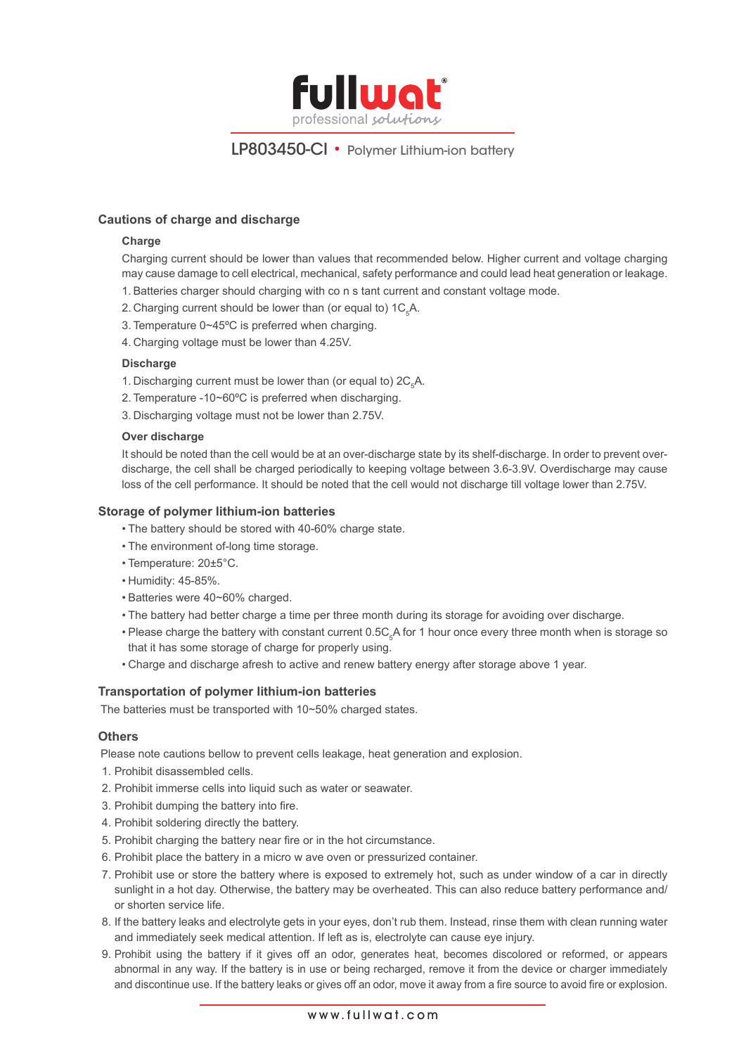**fullwat**
professional solutions

LP803450-CI • Polymer Lithium-ion battery

## Cautions of charge and discharge

### Charge

Charging current should be lower than values that recommended below. Higher current and voltage charging may cause damage to cell electrical, mechanical, safety performance and could lead heat generation or leakage.

1. Batteries charger should charging with co n s tant current and constant voltage mode.
2. Charging current should be lower than (or equal to) $1C_5A$.
3. Temperature 0~45ºC is preferred when charging.
4. Charging voltage must be lower than 4.25V.

### Discharge

1. Discharging current must be lower than (or equal to) $2C_5A$.
2. Temperature -10~60ºC is preferred when discharging.
3. Discharging voltage must not be lower than 2.75V.

### Over discharge

It should be noted than the cell would be at an over-discharge state by its shelf-discharge. In order to prevent over-discharge, the cell shall be charged periodically to keeping voltage between 3.6-3.9V. Overdischarge may cause loss of the cell performance. It should be noted that the cell would not discharge till voltage lower than 2.75V.

## Storage of polymer lithium-ion batteries

- The battery should be stored with 40-60% charge state.
- The environment of-long time storage.
- Temperature: 20±5°C.
- Humidity: 45-85%.
- Batteries were 40~60% charged.
- The battery had better charge a time per three month during its storage for avoiding over discharge.
- Please charge the battery with constant current $0.5C_5A$ for 1 hour once every three month when is storage so that it has some storage of charge for properly using.
- Charge and discharge afresh to active and renew battery energy after storage above 1 year.

## Transportation of polymer lithium-ion batteries

The batteries must be transported with 10~50% charged states.

## Others

Please note cautions bellow to prevent cells leakage, heat generation and explosion.

1. Prohibit disassembled cells.
2. Prohibit immerse cells into liquid such as water or seawater.
3. Prohibit dumping the battery into fire.
4. Prohibit soldering directly the battery.
5. Prohibit charging the battery near fire or in the hot circumstance.
6. Prohibit place the battery in a micro w ave oven or pressurized container.
7. Prohibit use or store the battery where is exposed to extremely hot, such as under window of a car in directly sunlight in a hot day. Otherwise, the battery may be overheated. This can also reduce battery performance and/or shorten service life.
8. If the battery leaks and electrolyte gets in your eyes, don't rub them. Instead, rinse them with clean running water and immediately seek medical attention. If left as is, electrolyte can cause eye injury.
9. Prohibit using the battery if it gives off an odor, generates heat, becomes discolored or reformed, or appears abnormal in any way. If the battery is in use or being recharged, remove it from the device or charger immediately and discontinue use. If the battery leaks or gives off an odor, move it away from a fire source to avoid fire or explosion.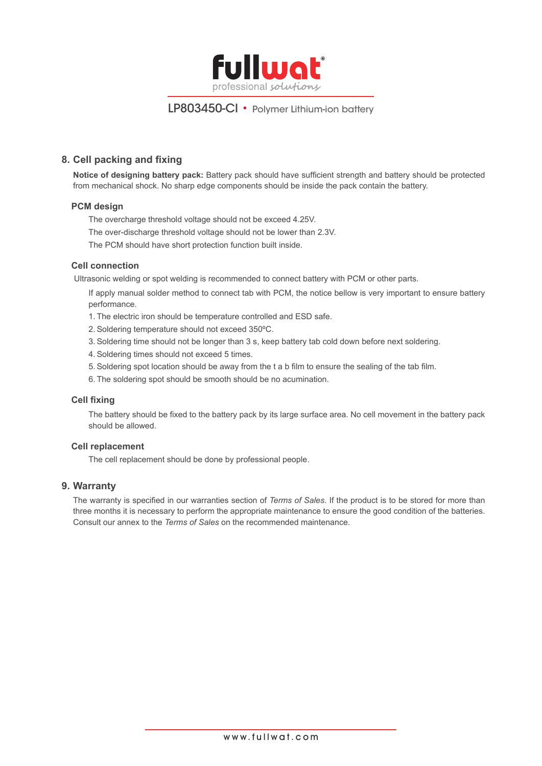## 8. Cell packing and fixing

**Notice of designing battery pack:** Battery pack should have sufficient strength and battery should be protected from mechanical shock. No sharp edge components should be inside the pack contain the battery.

### PCM design

The overcharge threshold voltage should not be exceed 4.25V.

The over-discharge threshold voltage should not be lower than 2.3V.

The PCM should have short protection function built inside.

### Cell connection

Ultrasonic welding or spot welding is recommended to connect battery with PCM or other parts.

If apply manual solder method to connect tab with PCM, the notice bellow is very important to ensure battery performance.

1. The electric iron should be temperature controlled and ESD safe.
2. Soldering temperature should not exceed 350ºC.
3. Soldering time should not be longer than 3 s, keep battery tab cold down before next soldering.
4. Soldering times should not exceed 5 times.
5. Soldering spot location should be away from the t a b film to ensure the sealing of the tab film.
6. The soldering spot should be smooth should be no acumination.

### Cell fixing

The battery should be fixed to the battery pack by its large surface area. No cell movement in the battery pack should be allowed.

### Cell replacement

The cell replacement should be done by professional people.

## 9. Warranty

The warranty is specified in our warranties section of *Terms of Sales*. If the product is to be stored for more than three months it is necessary to perform the appropriate maintenance to ensure the good condition of the batteries. Consult our annex to the *Terms of Sales* on the recommended maintenance.